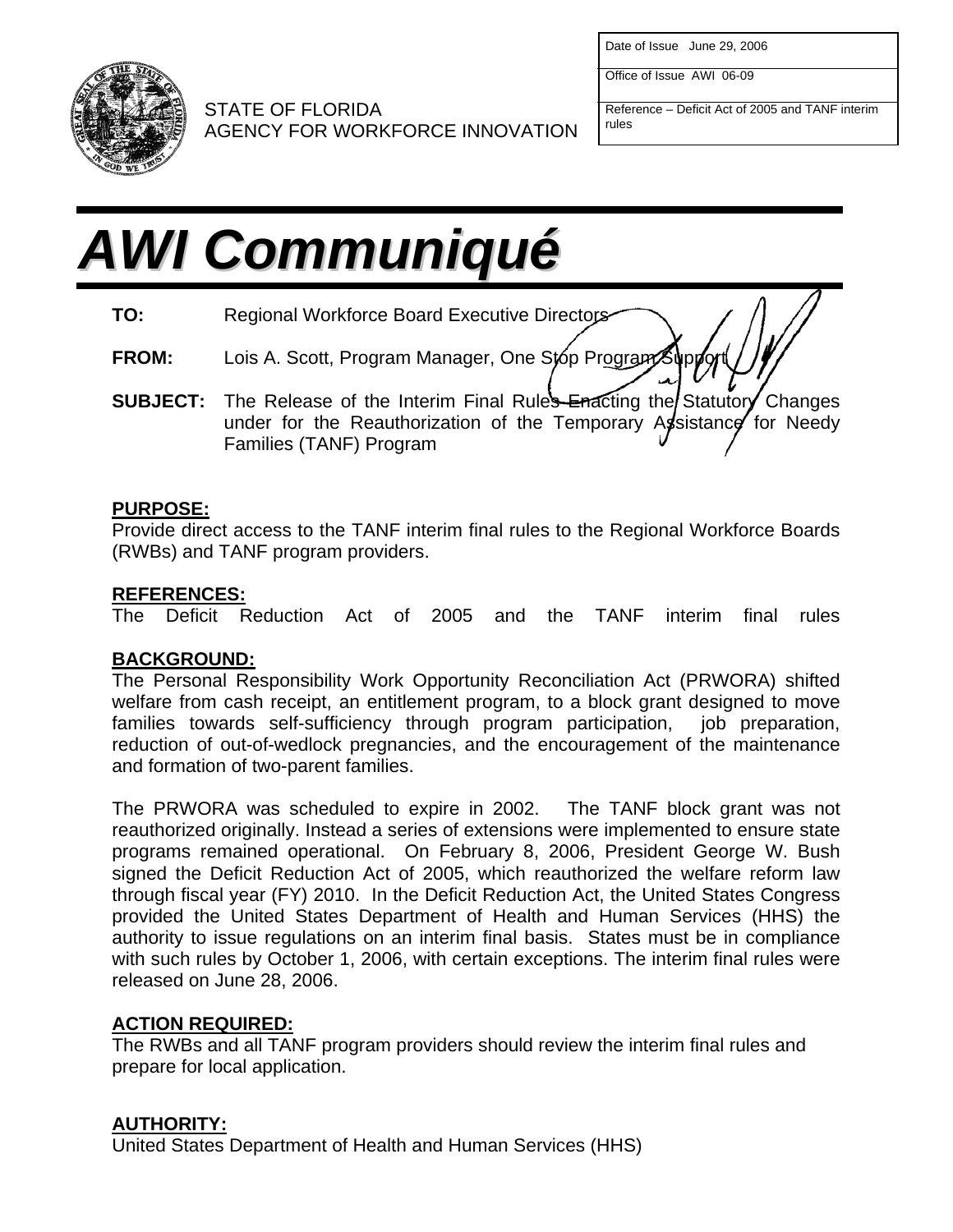| Date of Issue June 29, 2006 |
|---|
| Office of Issue AWI 06-09 |
| Reference – Deficit Act of 2005 and TANF interim rules |

STATE OF FLORIDA
AGENCY FOR WORKFORCE INNOVATION

# AWI Communiqué

**TO:** Regional Workforce Board Executive Directors

**FROM:** Lois A. Scott, Program Manager, One Stop Program Support

**SUBJECT:** The Release of the Interim Final Rules Enacting the Statutory Changes under for the Reauthorization of the Temporary Assistance for Needy Families (TANF) Program

## PURPOSE:

Provide direct access to the TANF interim final rules to the Regional Workforce Boards (RWBs) and TANF program providers.

## REFERENCES:

The Deficit Reduction Act of 2005 and the TANF interim final rules

## BACKGROUND:

The Personal Responsibility Work Opportunity Reconciliation Act (PRWORA) shifted welfare from cash receipt, an entitlement program, to a block grant designed to move families towards self-sufficiency through program participation, job preparation, reduction of out-of-wedlock pregnancies, and the encouragement of the maintenance and formation of two-parent families.

The PRWORA was scheduled to expire in 2002. The TANF block grant was not reauthorized originally. Instead a series of extensions were implemented to ensure state programs remained operational. On February 8, 2006, President George W. Bush signed the Deficit Reduction Act of 2005, which reauthorized the welfare reform law through fiscal year (FY) 2010. In the Deficit Reduction Act, the United States Congress provided the United States Department of Health and Human Services (HHS) the authority to issue regulations on an interim final basis. States must be in compliance with such rules by October 1, 2006, with certain exceptions. The interim final rules were released on June 28, 2006.

## ACTION REQUIRED:

The RWBs and all TANF program providers should review the interim final rules and prepare for local application.

## AUTHORITY:

United States Department of Health and Human Services (HHS)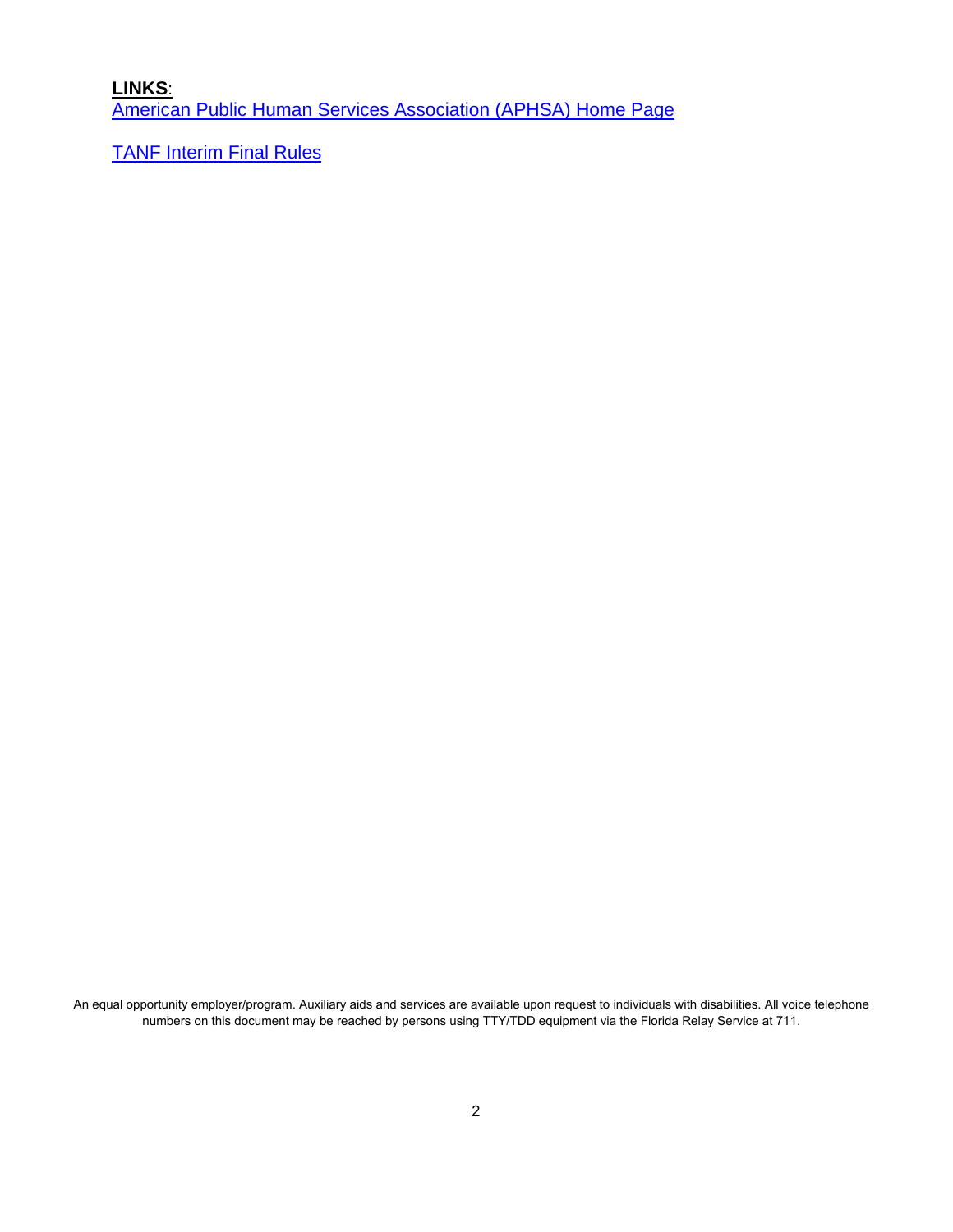**LINKS**:
American Public Human Services Association (APHSA) Home Page

TANF Interim Final Rules

An equal opportunity employer/program. Auxiliary aids and services are available upon request to individuals with disabilities. All voice telephone numbers on this document may be reached by persons using TTY/TDD equipment via the Florida Relay Service at 711.